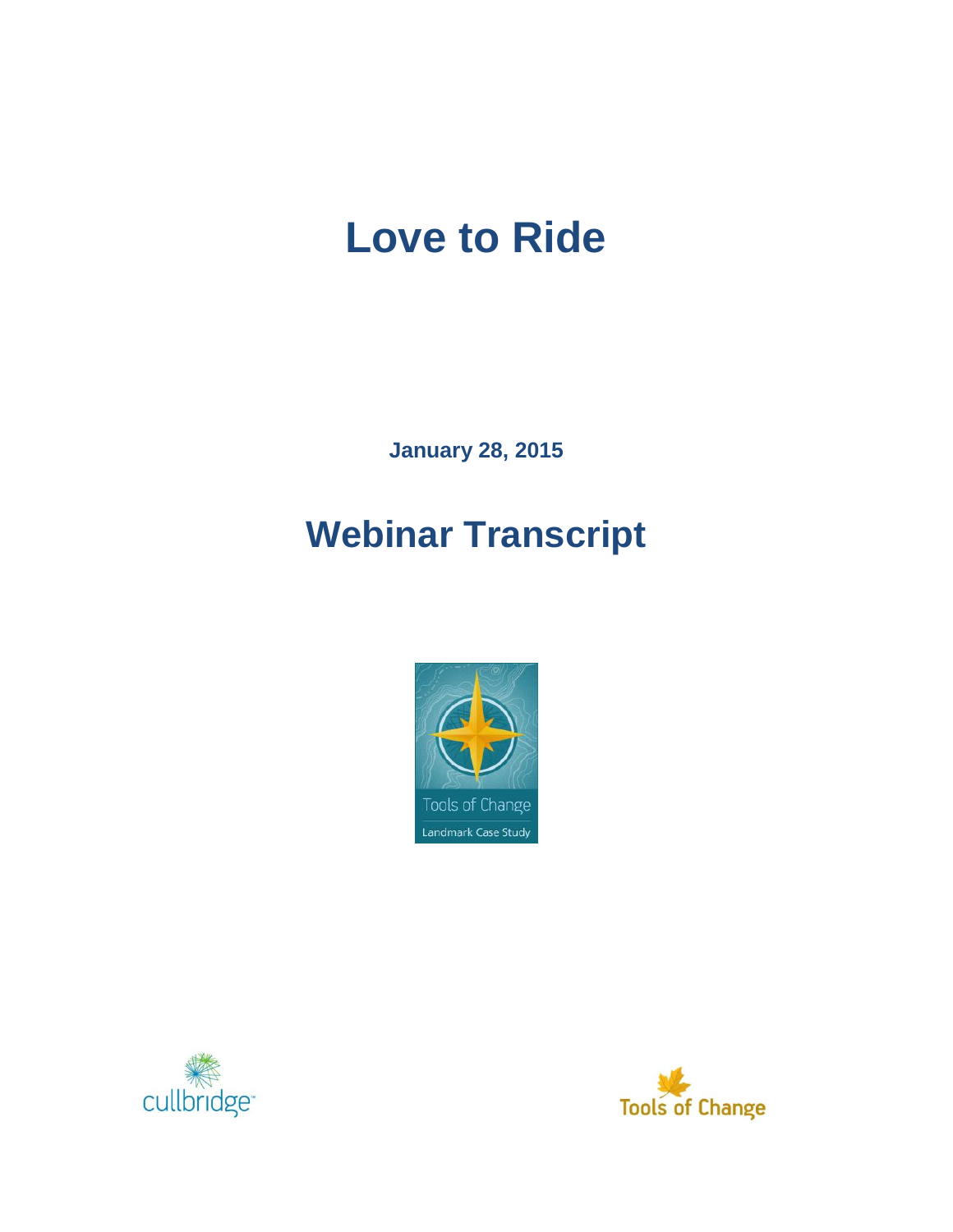# Love to Ride

**January 28, 2015**

# Webinar Transcript

Tools of Change
Landmark Case Study

cullbridge

Tools of Change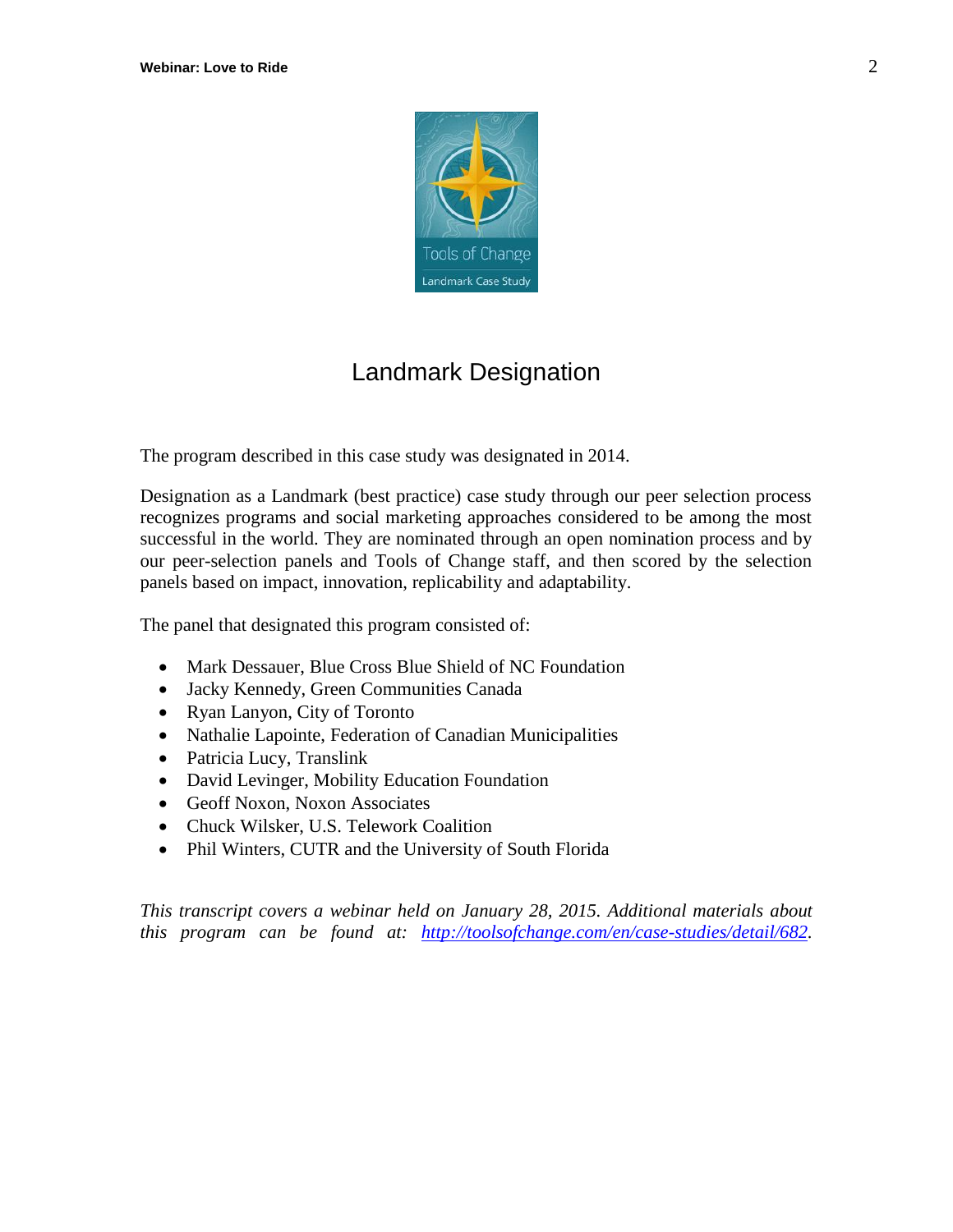Tools of Change

Landmark Case Study

# Landmark Designation

The program described in this case study was designated in 2014.

Designation as a Landmark (best practice) case study through our peer selection process recognizes programs and social marketing approaches considered to be among the most successful in the world. They are nominated through an open nomination process and by our peer-selection panels and Tools of Change staff, and then scored by the selection panels based on impact, innovation, replicability and adaptability.

The panel that designated this program consisted of:

- Mark Dessauer, Blue Cross Blue Shield of NC Foundation
- Jacky Kennedy, Green Communities Canada
- Ryan Lanyon, City of Toronto
- Nathalie Lapointe, Federation of Canadian Municipalities
- Patricia Lucy, Translink
- David Levinger, Mobility Education Foundation
- Geoff Noxon, Noxon Associates
- Chuck Wilsker, U.S. Telework Coalition
- Phil Winters, CUTR and the University of South Florida

*This transcript covers a webinar held on January 28, 2015. Additional materials about this program can be found at: [http://toolsofchange.com/en/case-studies/detail/682](http://toolsofchange.com/en/case-studies/detail/682).*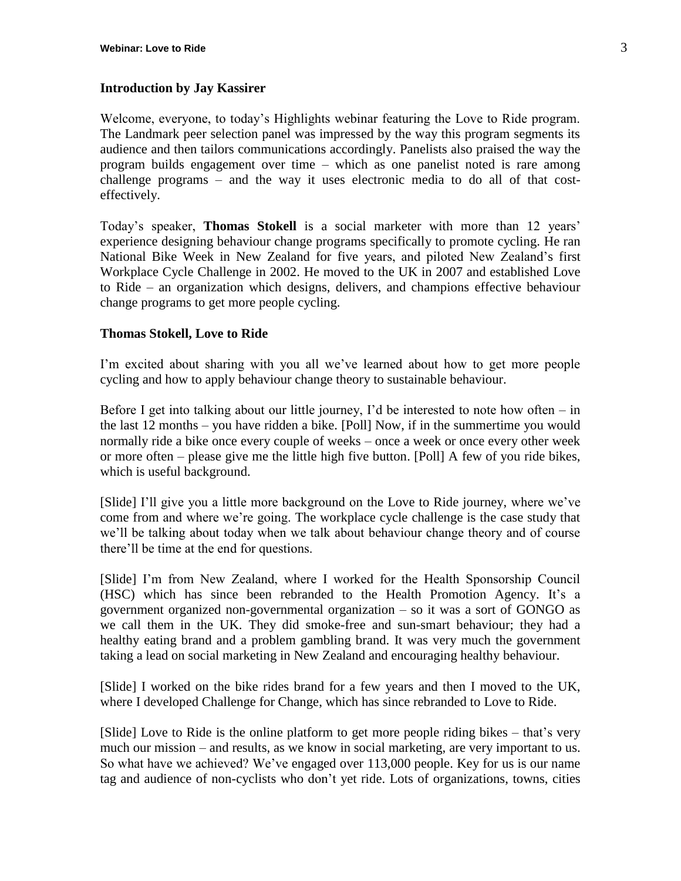### Introduction by Jay Kassirer

Welcome, everyone, to today's Highlights webinar featuring the Love to Ride program. The Landmark peer selection panel was impressed by the way this program segments its audience and then tailors communications accordingly. Panelists also praised the way the program builds engagement over time – which as one panelist noted is rare among challenge programs – and the way it uses electronic media to do all of that cost-effectively.

Today's speaker, **Thomas Stokell** is a social marketer with more than 12 years' experience designing behaviour change programs specifically to promote cycling. He ran National Bike Week in New Zealand for five years, and piloted New Zealand's first Workplace Cycle Challenge in 2002. He moved to the UK in 2007 and established Love to Ride – an organization which designs, delivers, and champions effective behaviour change programs to get more people cycling.

### Thomas Stokell, Love to Ride

I'm excited about sharing with you all we've learned about how to get more people cycling and how to apply behaviour change theory to sustainable behaviour.

Before I get into talking about our little journey, I'd be interested to note how often – in the last 12 months – you have ridden a bike. [Poll] Now, if in the summertime you would normally ride a bike once every couple of weeks – once a week or once every other week or more often – please give me the little high five button. [Poll] A few of you ride bikes, which is useful background.

[Slide] I'll give you a little more background on the Love to Ride journey, where we've come from and where we're going. The workplace cycle challenge is the case study that we'll be talking about today when we talk about behaviour change theory and of course there'll be time at the end for questions.

[Slide] I'm from New Zealand, where I worked for the Health Sponsorship Council (HSC) which has since been rebranded to the Health Promotion Agency. It's a government organized non-governmental organization – so it was a sort of GONGO as we call them in the UK. They did smoke-free and sun-smart behaviour; they had a healthy eating brand and a problem gambling brand. It was very much the government taking a lead on social marketing in New Zealand and encouraging healthy behaviour.

[Slide] I worked on the bike rides brand for a few years and then I moved to the UK, where I developed Challenge for Change, which has since rebranded to Love to Ride.

[Slide] Love to Ride is the online platform to get more people riding bikes – that's very much our mission – and results, as we know in social marketing, are very important to us. So what have we achieved? We've engaged over 113,000 people. Key for us is our name tag and audience of non-cyclists who don't yet ride. Lots of organizations, towns, cities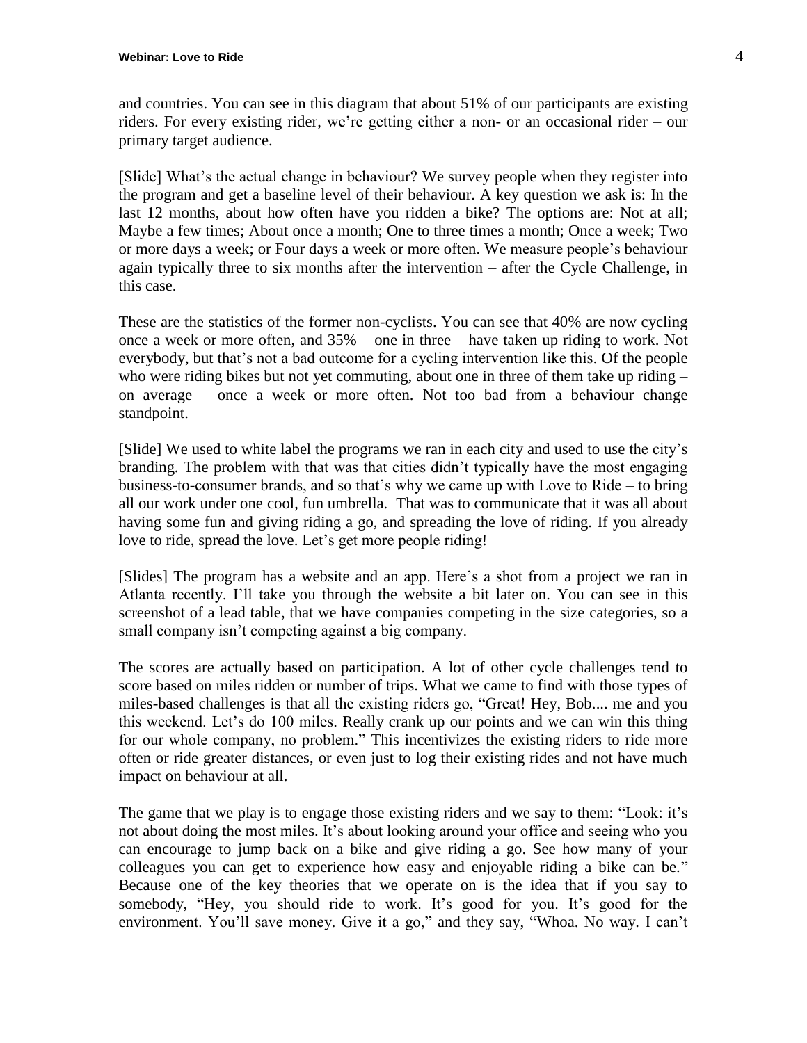and countries. You can see in this diagram that about 51% of our participants are existing riders. For every existing rider, we're getting either a non- or an occasional rider – our primary target audience.

[Slide] What's the actual change in behaviour? We survey people when they register into the program and get a baseline level of their behaviour. A key question we ask is: In the last 12 months, about how often have you ridden a bike? The options are: Not at all; Maybe a few times; About once a month; One to three times a month; Once a week; Two or more days a week; or Four days a week or more often. We measure people's behaviour again typically three to six months after the intervention – after the Cycle Challenge, in this case.

These are the statistics of the former non-cyclists. You can see that 40% are now cycling once a week or more often, and 35% – one in three – have taken up riding to work. Not everybody, but that's not a bad outcome for a cycling intervention like this. Of the people who were riding bikes but not yet commuting, about one in three of them take up riding – on average – once a week or more often. Not too bad from a behaviour change standpoint.

[Slide] We used to white label the programs we ran in each city and used to use the city's branding. The problem with that was that cities didn't typically have the most engaging business-to-consumer brands, and so that's why we came up with Love to Ride – to bring all our work under one cool, fun umbrella. That was to communicate that it was all about having some fun and giving riding a go, and spreading the love of riding. If you already love to ride, spread the love. Let's get more people riding!

[Slides] The program has a website and an app. Here's a shot from a project we ran in Atlanta recently. I'll take you through the website a bit later on. You can see in this screenshot of a lead table, that we have companies competing in the size categories, so a small company isn't competing against a big company.

The scores are actually based on participation. A lot of other cycle challenges tend to score based on miles ridden or number of trips. What we came to find with those types of miles-based challenges is that all the existing riders go, "Great! Hey, Bob.... me and you this weekend. Let's do 100 miles. Really crank up our points and we can win this thing for our whole company, no problem." This incentivizes the existing riders to ride more often or ride greater distances, or even just to log their existing rides and not have much impact on behaviour at all.

The game that we play is to engage those existing riders and we say to them: "Look: it's not about doing the most miles. It's about looking around your office and seeing who you can encourage to jump back on a bike and give riding a go. See how many of your colleagues you can get to experience how easy and enjoyable riding a bike can be." Because one of the key theories that we operate on is the idea that if you say to somebody, "Hey, you should ride to work. It's good for you. It's good for the environment. You'll save money. Give it a go," and they say, "Whoa. No way. I can't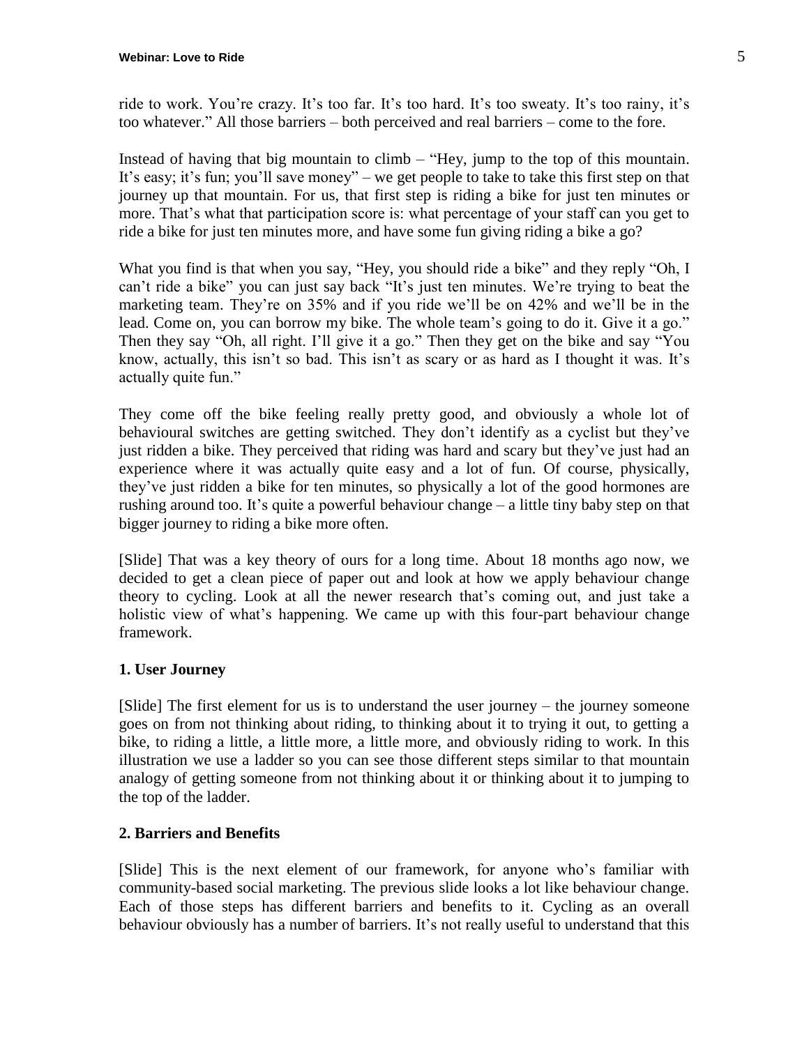ride to work. You're crazy. It's too far. It's too hard. It's too sweaty. It's too rainy, it's too whatever." All those barriers – both perceived and real barriers – come to the fore.

Instead of having that big mountain to climb – "Hey, jump to the top of this mountain. It's easy; it's fun; you'll save money" – we get people to take to take this first step on that journey up that mountain. For us, that first step is riding a bike for just ten minutes or more. That's what that participation score is: what percentage of your staff can you get to ride a bike for just ten minutes more, and have some fun giving riding a bike a go?

What you find is that when you say, "Hey, you should ride a bike" and they reply "Oh, I can't ride a bike" you can just say back "It's just ten minutes. We're trying to beat the marketing team. They're on 35% and if you ride we'll be on 42% and we'll be in the lead. Come on, you can borrow my bike. The whole team's going to do it. Give it a go." Then they say "Oh, all right. I'll give it a go." Then they get on the bike and say "You know, actually, this isn't so bad. This isn't as scary or as hard as I thought it was. It's actually quite fun."

They come off the bike feeling really pretty good, and obviously a whole lot of behavioural switches are getting switched. They don't identify as a cyclist but they've just ridden a bike. They perceived that riding was hard and scary but they've just had an experience where it was actually quite easy and a lot of fun. Of course, physically, they've just ridden a bike for ten minutes, so physically a lot of the good hormones are rushing around too. It's quite a powerful behaviour change – a little tiny baby step on that bigger journey to riding a bike more often.

[Slide] That was a key theory of ours for a long time. About 18 months ago now, we decided to get a clean piece of paper out and look at how we apply behaviour change theory to cycling. Look at all the newer research that's coming out, and just take a holistic view of what's happening. We came up with this four-part behaviour change framework.

### 1. User Journey

[Slide] The first element for us is to understand the user journey – the journey someone goes on from not thinking about riding, to thinking about it to trying it out, to getting a bike, to riding a little, a little more, a little more, and obviously riding to work. In this illustration we use a ladder so you can see those different steps similar to that mountain analogy of getting someone from not thinking about it or thinking about it to jumping to the top of the ladder.

### 2. Barriers and Benefits

[Slide] This is the next element of our framework, for anyone who's familiar with community-based social marketing. The previous slide looks a lot like behaviour change. Each of those steps has different barriers and benefits to it. Cycling as an overall behaviour obviously has a number of barriers. It's not really useful to understand that this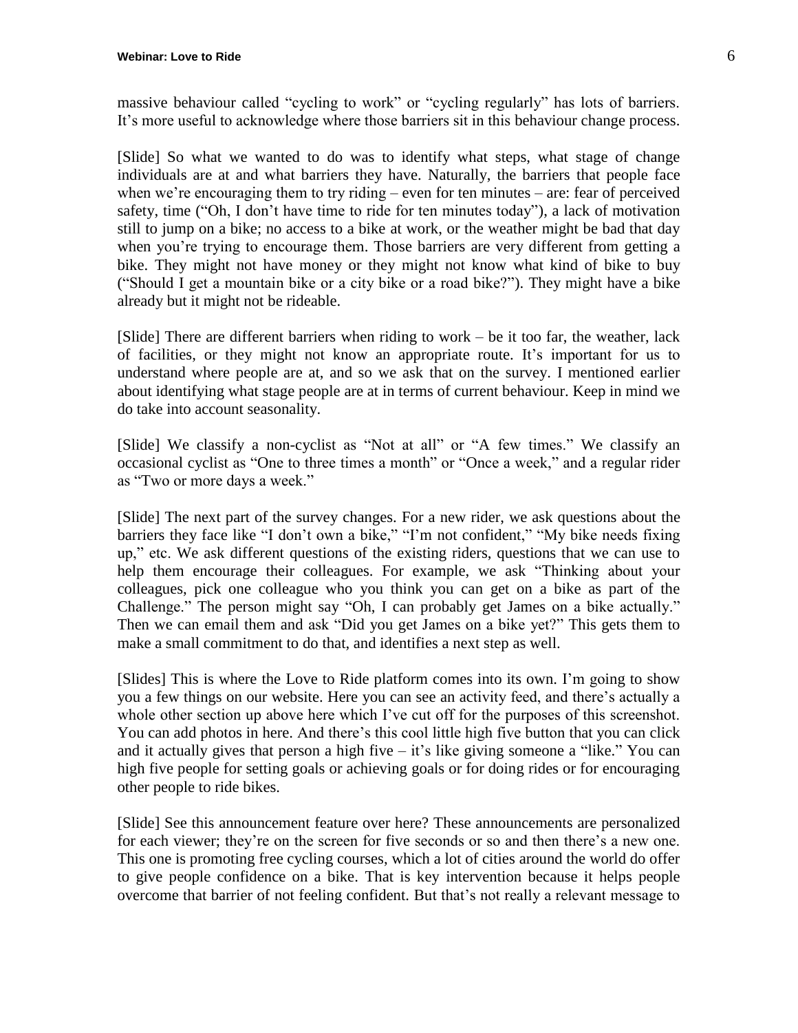massive behaviour called "cycling to work" or "cycling regularly" has lots of barriers. It's more useful to acknowledge where those barriers sit in this behaviour change process.

[Slide] So what we wanted to do was to identify what steps, what stage of change individuals are at and what barriers they have. Naturally, the barriers that people face when we're encouraging them to try riding – even for ten minutes – are: fear of perceived safety, time ("Oh, I don't have time to ride for ten minutes today"), a lack of motivation still to jump on a bike; no access to a bike at work, or the weather might be bad that day when you're trying to encourage them. Those barriers are very different from getting a bike. They might not have money or they might not know what kind of bike to buy ("Should I get a mountain bike or a city bike or a road bike?"). They might have a bike already but it might not be rideable.

[Slide] There are different barriers when riding to work – be it too far, the weather, lack of facilities, or they might not know an appropriate route. It's important for us to understand where people are at, and so we ask that on the survey. I mentioned earlier about identifying what stage people are at in terms of current behaviour. Keep in mind we do take into account seasonality.

[Slide] We classify a non-cyclist as "Not at all" or "A few times." We classify an occasional cyclist as "One to three times a month" or "Once a week," and a regular rider as "Two or more days a week."

[Slide] The next part of the survey changes. For a new rider, we ask questions about the barriers they face like "I don't own a bike," "I'm not confident," "My bike needs fixing up," etc. We ask different questions of the existing riders, questions that we can use to help them encourage their colleagues. For example, we ask "Thinking about your colleagues, pick one colleague who you think you can get on a bike as part of the Challenge." The person might say "Oh, I can probably get James on a bike actually." Then we can email them and ask "Did you get James on a bike yet?" This gets them to make a small commitment to do that, and identifies a next step as well.

[Slides] This is where the Love to Ride platform comes into its own. I'm going to show you a few things on our website. Here you can see an activity feed, and there's actually a whole other section up above here which I've cut off for the purposes of this screenshot. You can add photos in here. And there's this cool little high five button that you can click and it actually gives that person a high five – it's like giving someone a "like." You can high five people for setting goals or achieving goals or for doing rides or for encouraging other people to ride bikes.

[Slide] See this announcement feature over here? These announcements are personalized for each viewer; they're on the screen for five seconds or so and then there's a new one. This one is promoting free cycling courses, which a lot of cities around the world do offer to give people confidence on a bike. That is key intervention because it helps people overcome that barrier of not feeling confident. But that's not really a relevant message to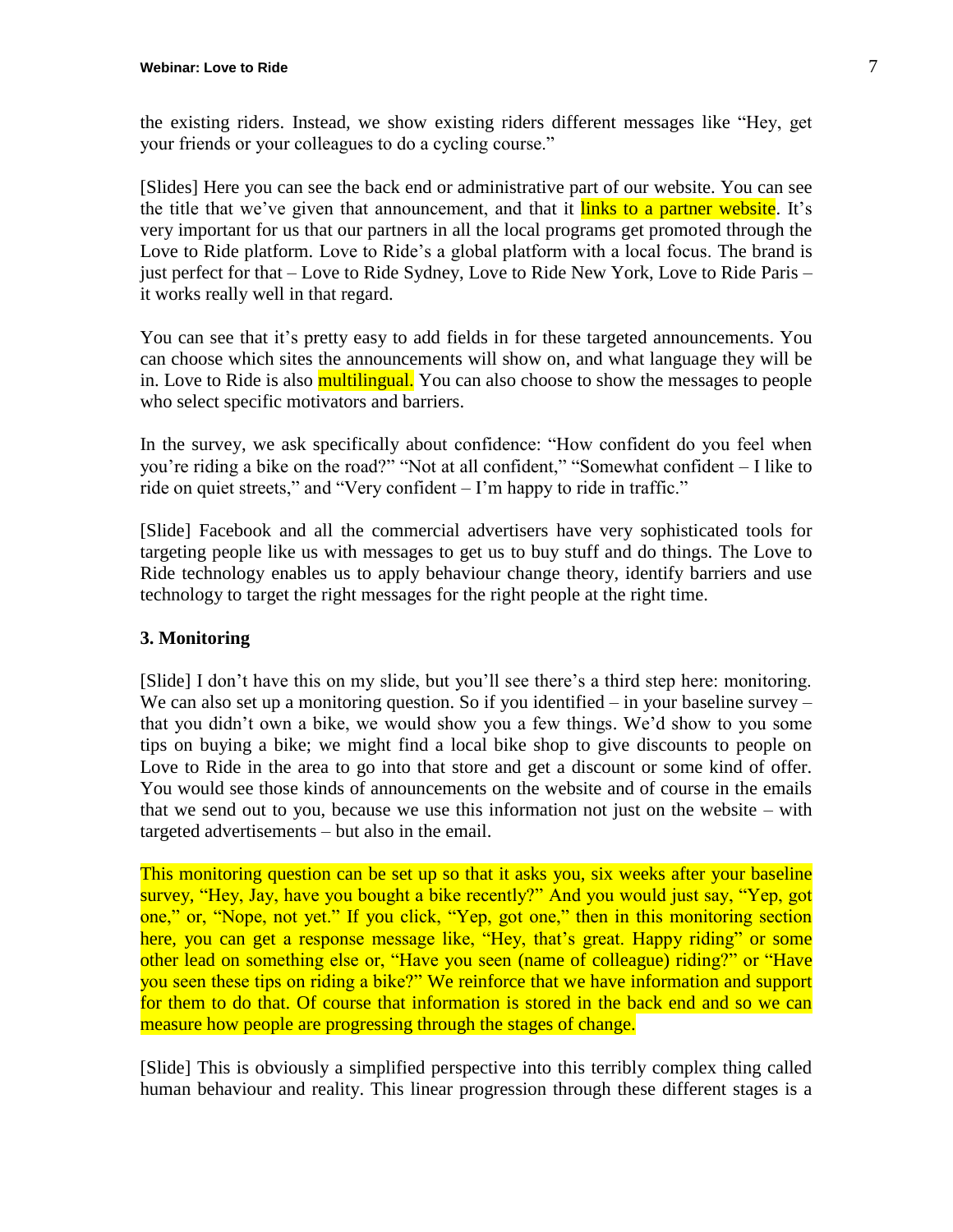the existing riders. Instead, we show existing riders different messages like "Hey, get your friends or your colleagues to do a cycling course."

[Slides] Here you can see the back end or administrative part of our website. You can see the title that we've given that announcement, and that it links to a partner website. It's very important for us that our partners in all the local programs get promoted through the Love to Ride platform. Love to Ride's a global platform with a local focus. The brand is just perfect for that – Love to Ride Sydney, Love to Ride New York, Love to Ride Paris – it works really well in that regard.

You can see that it's pretty easy to add fields in for these targeted announcements. You can choose which sites the announcements will show on, and what language they will be in. Love to Ride is also multilingual. You can also choose to show the messages to people who select specific motivators and barriers.

In the survey, we ask specifically about confidence: "How confident do you feel when you're riding a bike on the road?" "Not at all confident," "Somewhat confident – I like to ride on quiet streets," and "Very confident – I'm happy to ride in traffic."

[Slide] Facebook and all the commercial advertisers have very sophisticated tools for targeting people like us with messages to get us to buy stuff and do things. The Love to Ride technology enables us to apply behaviour change theory, identify barriers and use technology to target the right messages for the right people at the right time.

### 3. Monitoring

[Slide] I don't have this on my slide, but you'll see there's a third step here: monitoring. We can also set up a monitoring question. So if you identified – in your baseline survey – that you didn't own a bike, we would show you a few things. We'd show to you some tips on buying a bike; we might find a local bike shop to give discounts to people on Love to Ride in the area to go into that store and get a discount or some kind of offer. You would see those kinds of announcements on the website and of course in the emails that we send out to you, because we use this information not just on the website – with targeted advertisements – but also in the email.

This monitoring question can be set up so that it asks you, six weeks after your baseline survey, "Hey, Jay, have you bought a bike recently?" And you would just say, "Yep, got one," or, "Nope, not yet." If you click, "Yep, got one," then in this monitoring section here, you can get a response message like, "Hey, that's great. Happy riding" or some other lead on something else or, "Have you seen (name of colleague) riding?" or "Have you seen these tips on riding a bike?" We reinforce that we have information and support for them to do that. Of course that information is stored in the back end and so we can measure how people are progressing through the stages of change.

[Slide] This is obviously a simplified perspective into this terribly complex thing called human behaviour and reality. This linear progression through these different stages is a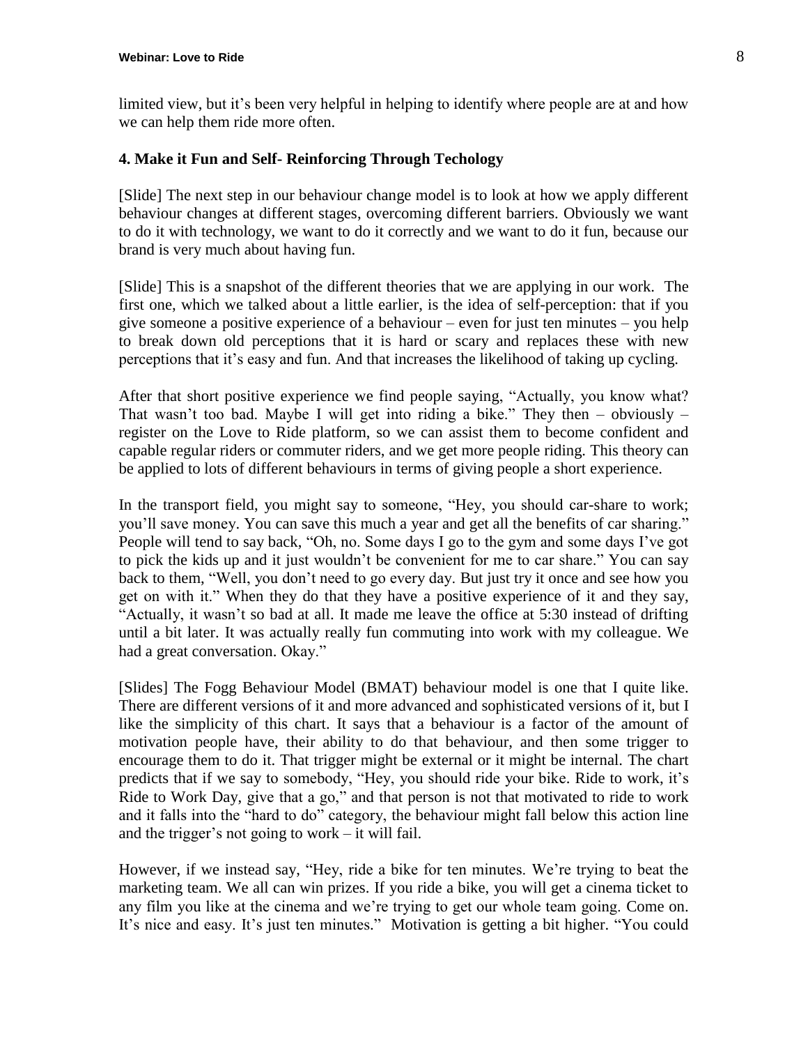limited view, but it's been very helpful in helping to identify where people are at and how we can help them ride more often.

### 4. Make it Fun and Self- Reinforcing Through Techology

[Slide] The next step in our behaviour change model is to look at how we apply different behaviour changes at different stages, overcoming different barriers. Obviously we want to do it with technology, we want to do it correctly and we want to do it fun, because our brand is very much about having fun.

[Slide] This is a snapshot of the different theories that we are applying in our work. The first one, which we talked about a little earlier, is the idea of self-perception: that if you give someone a positive experience of a behaviour – even for just ten minutes – you help to break down old perceptions that it is hard or scary and replaces these with new perceptions that it's easy and fun. And that increases the likelihood of taking up cycling.

After that short positive experience we find people saying, "Actually, you know what? That wasn't too bad. Maybe I will get into riding a bike." They then – obviously – register on the Love to Ride platform, so we can assist them to become confident and capable regular riders or commuter riders, and we get more people riding. This theory can be applied to lots of different behaviours in terms of giving people a short experience.

In the transport field, you might say to someone, "Hey, you should car-share to work; you'll save money. You can save this much a year and get all the benefits of car sharing." People will tend to say back, "Oh, no. Some days I go to the gym and some days I've got to pick the kids up and it just wouldn't be convenient for me to car share." You can say back to them, "Well, you don't need to go every day. But just try it once and see how you get on with it." When they do that they have a positive experience of it and they say, "Actually, it wasn't so bad at all. It made me leave the office at 5:30 instead of drifting until a bit later. It was actually really fun commuting into work with my colleague. We had a great conversation. Okay."

[Slides] The Fogg Behaviour Model (BMAT) behaviour model is one that I quite like. There are different versions of it and more advanced and sophisticated versions of it, but I like the simplicity of this chart. It says that a behaviour is a factor of the amount of motivation people have, their ability to do that behaviour, and then some trigger to encourage them to do it. That trigger might be external or it might be internal. The chart predicts that if we say to somebody, "Hey, you should ride your bike. Ride to work, it's Ride to Work Day, give that a go," and that person is not that motivated to ride to work and it falls into the "hard to do" category, the behaviour might fall below this action line and the trigger's not going to work – it will fail.

However, if we instead say, "Hey, ride a bike for ten minutes. We're trying to beat the marketing team. We all can win prizes. If you ride a bike, you will get a cinema ticket to any film you like at the cinema and we're trying to get our whole team going. Come on. It's nice and easy. It's just ten minutes." Motivation is getting a bit higher. "You could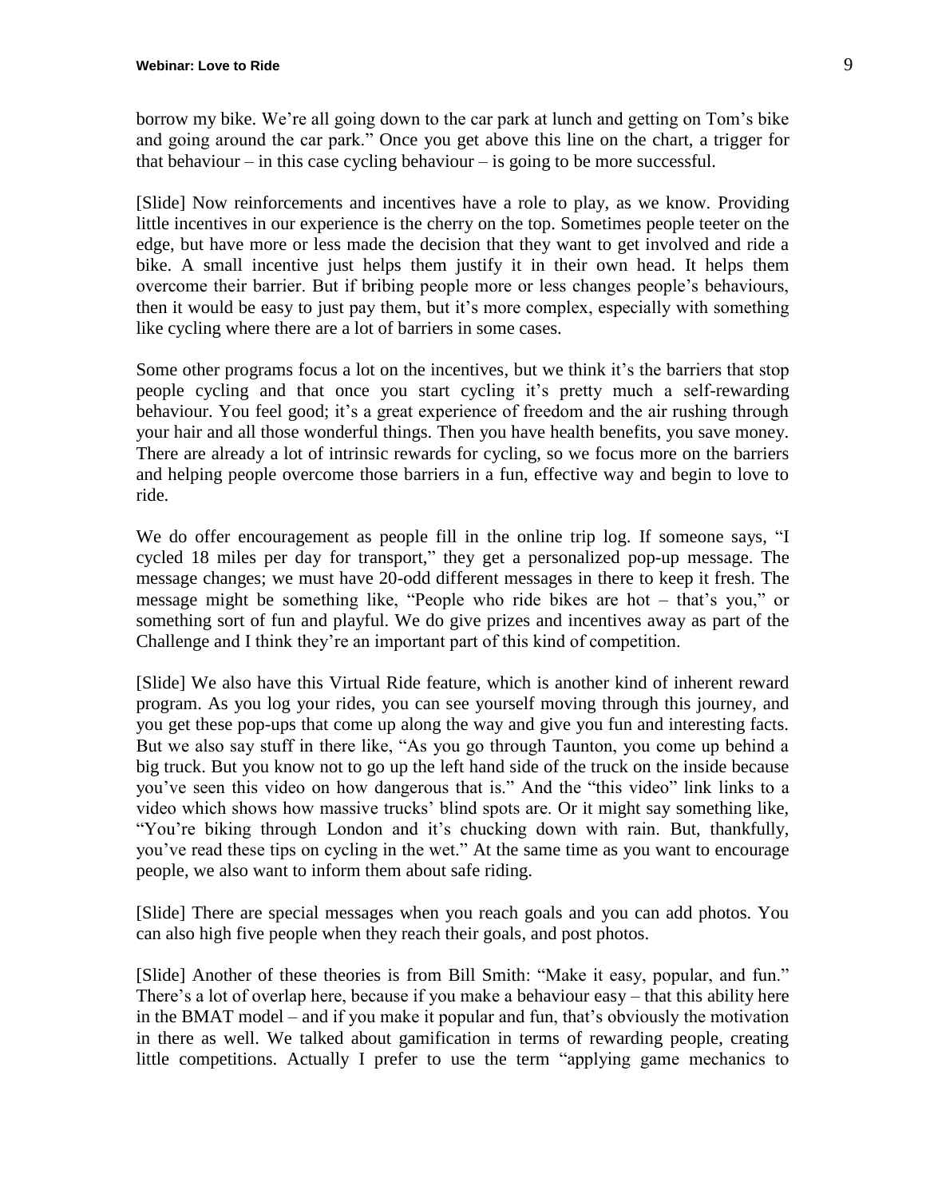borrow my bike. We're all going down to the car park at lunch and getting on Tom's bike and going around the car park." Once you get above this line on the chart, a trigger for that behaviour – in this case cycling behaviour – is going to be more successful.

[Slide] Now reinforcements and incentives have a role to play, as we know. Providing little incentives in our experience is the cherry on the top. Sometimes people teeter on the edge, but have more or less made the decision that they want to get involved and ride a bike. A small incentive just helps them justify it in their own head. It helps them overcome their barrier. But if bribing people more or less changes people's behaviours, then it would be easy to just pay them, but it's more complex, especially with something like cycling where there are a lot of barriers in some cases.

Some other programs focus a lot on the incentives, but we think it's the barriers that stop people cycling and that once you start cycling it's pretty much a self-rewarding behaviour. You feel good; it's a great experience of freedom and the air rushing through your hair and all those wonderful things. Then you have health benefits, you save money. There are already a lot of intrinsic rewards for cycling, so we focus more on the barriers and helping people overcome those barriers in a fun, effective way and begin to love to ride.

We do offer encouragement as people fill in the online trip log. If someone says, "I cycled 18 miles per day for transport," they get a personalized pop-up message. The message changes; we must have 20-odd different messages in there to keep it fresh. The message might be something like, "People who ride bikes are hot – that's you," or something sort of fun and playful. We do give prizes and incentives away as part of the Challenge and I think they're an important part of this kind of competition.

[Slide] We also have this Virtual Ride feature, which is another kind of inherent reward program. As you log your rides, you can see yourself moving through this journey, and you get these pop-ups that come up along the way and give you fun and interesting facts. But we also say stuff in there like, "As you go through Taunton, you come up behind a big truck. But you know not to go up the left hand side of the truck on the inside because you've seen this video on how dangerous that is." And the "this video" link links to a video which shows how massive trucks' blind spots are. Or it might say something like, "You're biking through London and it's chucking down with rain. But, thankfully, you've read these tips on cycling in the wet." At the same time as you want to encourage people, we also want to inform them about safe riding.

[Slide] There are special messages when you reach goals and you can add photos. You can also high five people when they reach their goals, and post photos.

[Slide] Another of these theories is from Bill Smith: "Make it easy, popular, and fun." There's a lot of overlap here, because if you make a behaviour easy – that this ability here in the BMAT model – and if you make it popular and fun, that's obviously the motivation in there as well. We talked about gamification in terms of rewarding people, creating little competitions. Actually I prefer to use the term "applying game mechanics to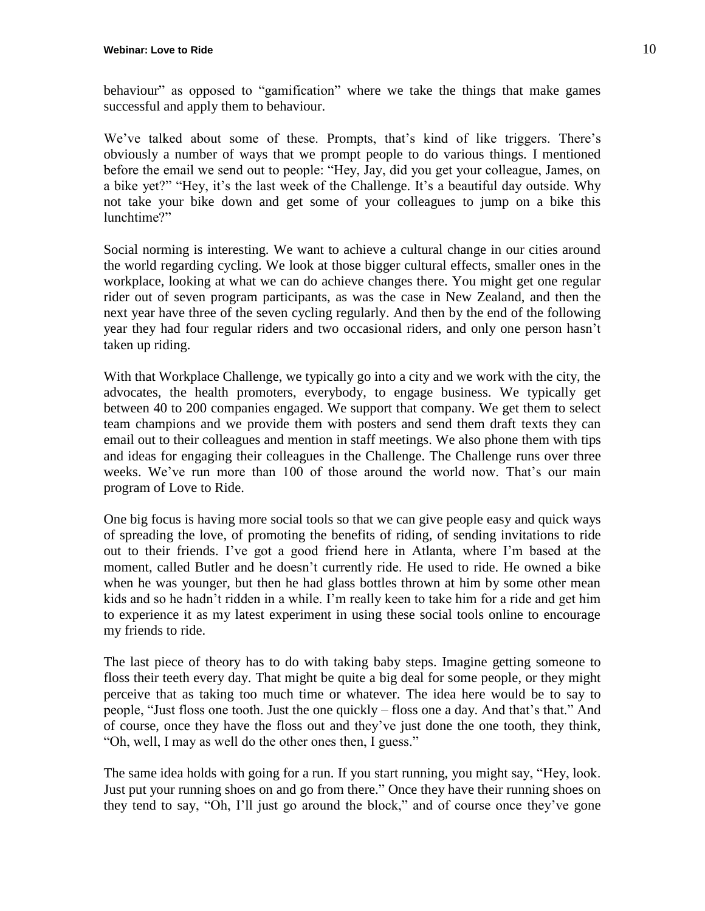behaviour" as opposed to "gamification" where we take the things that make games successful and apply them to behaviour.

We've talked about some of these. Prompts, that's kind of like triggers. There's obviously a number of ways that we prompt people to do various things. I mentioned before the email we send out to people: "Hey, Jay, did you get your colleague, James, on a bike yet?" "Hey, it's the last week of the Challenge. It's a beautiful day outside. Why not take your bike down and get some of your colleagues to jump on a bike this lunchtime?"

Social norming is interesting. We want to achieve a cultural change in our cities around the world regarding cycling. We look at those bigger cultural effects, smaller ones in the workplace, looking at what we can do achieve changes there. You might get one regular rider out of seven program participants, as was the case in New Zealand, and then the next year have three of the seven cycling regularly. And then by the end of the following year they had four regular riders and two occasional riders, and only one person hasn't taken up riding.

With that Workplace Challenge, we typically go into a city and we work with the city, the advocates, the health promoters, everybody, to engage business. We typically get between 40 to 200 companies engaged. We support that company. We get them to select team champions and we provide them with posters and send them draft texts they can email out to their colleagues and mention in staff meetings. We also phone them with tips and ideas for engaging their colleagues in the Challenge. The Challenge runs over three weeks. We've run more than 100 of those around the world now. That's our main program of Love to Ride.

One big focus is having more social tools so that we can give people easy and quick ways of spreading the love, of promoting the benefits of riding, of sending invitations to ride out to their friends. I've got a good friend here in Atlanta, where I'm based at the moment, called Butler and he doesn't currently ride. He used to ride. He owned a bike when he was younger, but then he had glass bottles thrown at him by some other mean kids and so he hadn't ridden in a while. I'm really keen to take him for a ride and get him to experience it as my latest experiment in using these social tools online to encourage my friends to ride.

The last piece of theory has to do with taking baby steps. Imagine getting someone to floss their teeth every day. That might be quite a big deal for some people, or they might perceive that as taking too much time or whatever. The idea here would be to say to people, "Just floss one tooth. Just the one quickly – floss one a day. And that's that." And of course, once they have the floss out and they've just done the one tooth, they think, "Oh, well, I may as well do the other ones then, I guess."

The same idea holds with going for a run. If you start running, you might say, "Hey, look. Just put your running shoes on and go from there." Once they have their running shoes on they tend to say, "Oh, I'll just go around the block," and of course once they've gone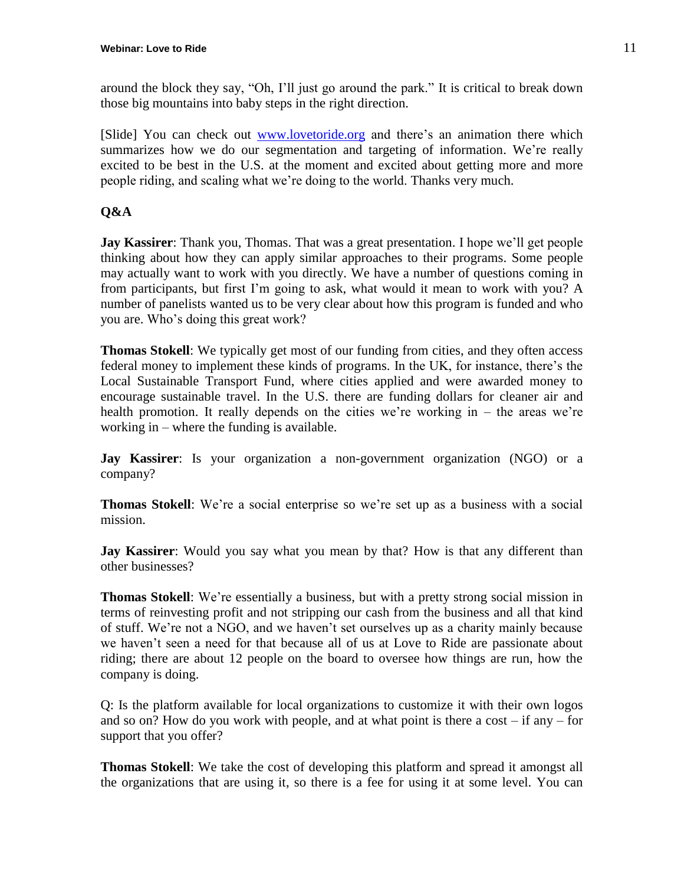around the block they say, "Oh, I'll just go around the park." It is critical to break down those big mountains into baby steps in the right direction.

[Slide] You can check out [www.lovetoride.org](http://www.lovetoride.org) and there's an animation there which summarizes how we do our segmentation and targeting of information. We're really excited to be best in the U.S. at the moment and excited about getting more and more people riding, and scaling what we're doing to the world. Thanks very much.

**Q&A**

**Jay Kassirer**: Thank you, Thomas. That was a great presentation. I hope we'll get people thinking about how they can apply similar approaches to their programs. Some people may actually want to work with you directly. We have a number of questions coming in from participants, but first I'm going to ask, what would it mean to work with you? A number of panelists wanted us to be very clear about how this program is funded and who you are. Who's doing this great work?

**Thomas Stokell**: We typically get most of our funding from cities, and they often access federal money to implement these kinds of programs. In the UK, for instance, there's the Local Sustainable Transport Fund, where cities applied and were awarded money to encourage sustainable travel. In the U.S. there are funding dollars for cleaner air and health promotion. It really depends on the cities we're working in – the areas we're working in – where the funding is available.

**Jay Kassirer**: Is your organization a non-government organization (NGO) or a company?

**Thomas Stokell**: We're a social enterprise so we're set up as a business with a social mission.

**Jay Kassirer**: Would you say what you mean by that? How is that any different than other businesses?

**Thomas Stokell**: We're essentially a business, but with a pretty strong social mission in terms of reinvesting profit and not stripping our cash from the business and all that kind of stuff. We're not a NGO, and we haven't set ourselves up as a charity mainly because we haven't seen a need for that because all of us at Love to Ride are passionate about riding; there are about 12 people on the board to oversee how things are run, how the company is doing.

Q: Is the platform available for local organizations to customize it with their own logos and so on? How do you work with people, and at what point is there a cost – if any – for support that you offer?

**Thomas Stokell**: We take the cost of developing this platform and spread it amongst all the organizations that are using it, so there is a fee for using it at some level. You can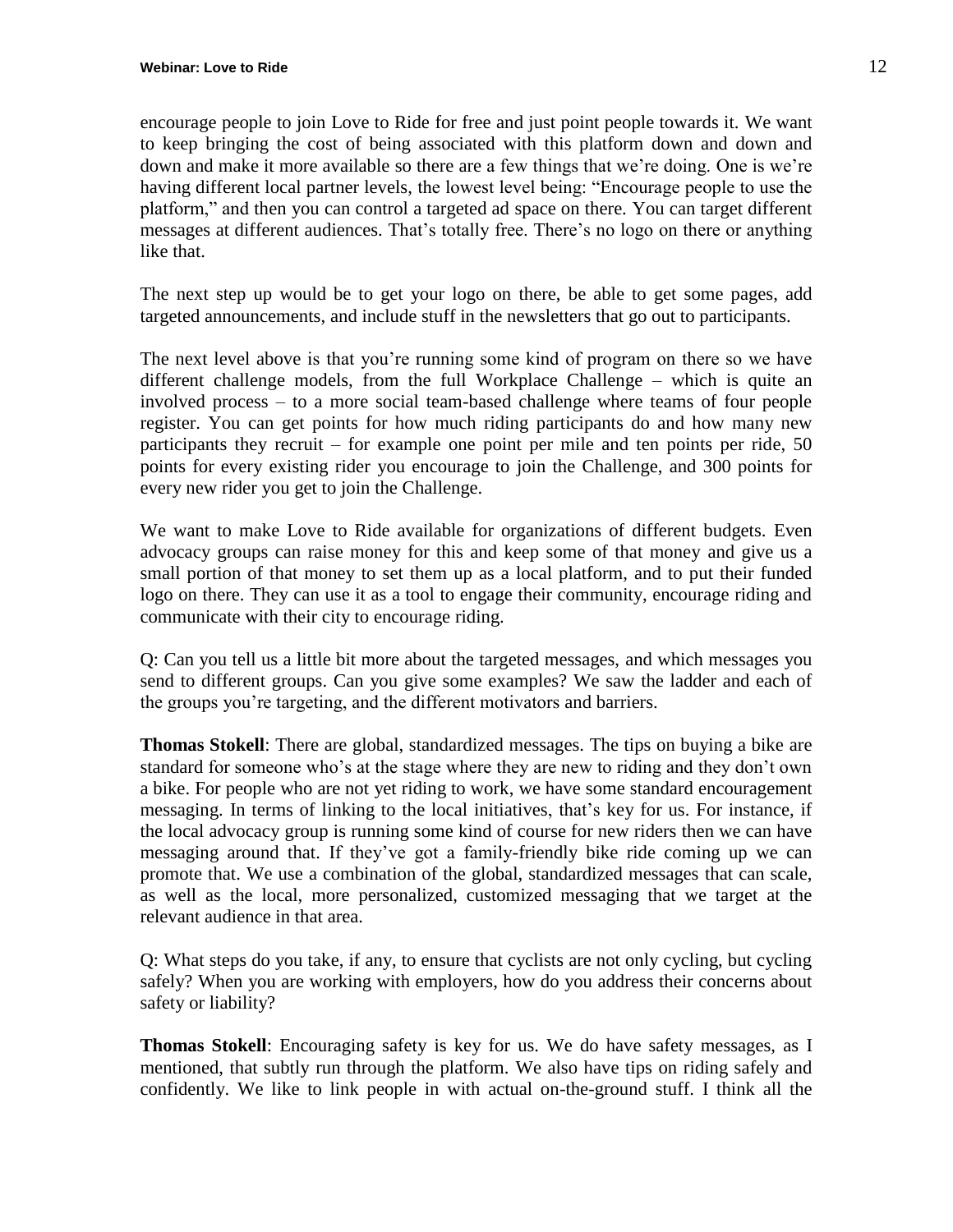encourage people to join Love to Ride for free and just point people towards it. We want to keep bringing the cost of being associated with this platform down and down and down and make it more available so there are a few things that we're doing. One is we're having different local partner levels, the lowest level being: "Encourage people to use the platform," and then you can control a targeted ad space on there. You can target different messages at different audiences. That's totally free. There's no logo on there or anything like that.

The next step up would be to get your logo on there, be able to get some pages, add targeted announcements, and include stuff in the newsletters that go out to participants.

The next level above is that you're running some kind of program on there so we have different challenge models, from the full Workplace Challenge – which is quite an involved process – to a more social team-based challenge where teams of four people register. You can get points for how much riding participants do and how many new participants they recruit – for example one point per mile and ten points per ride, 50 points for every existing rider you encourage to join the Challenge, and 300 points for every new rider you get to join the Challenge.

We want to make Love to Ride available for organizations of different budgets. Even advocacy groups can raise money for this and keep some of that money and give us a small portion of that money to set them up as a local platform, and to put their funded logo on there. They can use it as a tool to engage their community, encourage riding and communicate with their city to encourage riding.

Q: Can you tell us a little bit more about the targeted messages, and which messages you send to different groups. Can you give some examples? We saw the ladder and each of the groups you're targeting, and the different motivators and barriers.

**Thomas Stokell**: There are global, standardized messages. The tips on buying a bike are standard for someone who's at the stage where they are new to riding and they don't own a bike. For people who are not yet riding to work, we have some standard encouragement messaging. In terms of linking to the local initiatives, that's key for us. For instance, if the local advocacy group is running some kind of course for new riders then we can have messaging around that. If they've got a family-friendly bike ride coming up we can promote that. We use a combination of the global, standardized messages that can scale, as well as the local, more personalized, customized messaging that we target at the relevant audience in that area.

Q: What steps do you take, if any, to ensure that cyclists are not only cycling, but cycling safely? When you are working with employers, how do you address their concerns about safety or liability?

**Thomas Stokell**: Encouraging safety is key for us. We do have safety messages, as I mentioned, that subtly run through the platform. We also have tips on riding safely and confidently. We like to link people in with actual on-the-ground stuff. I think all the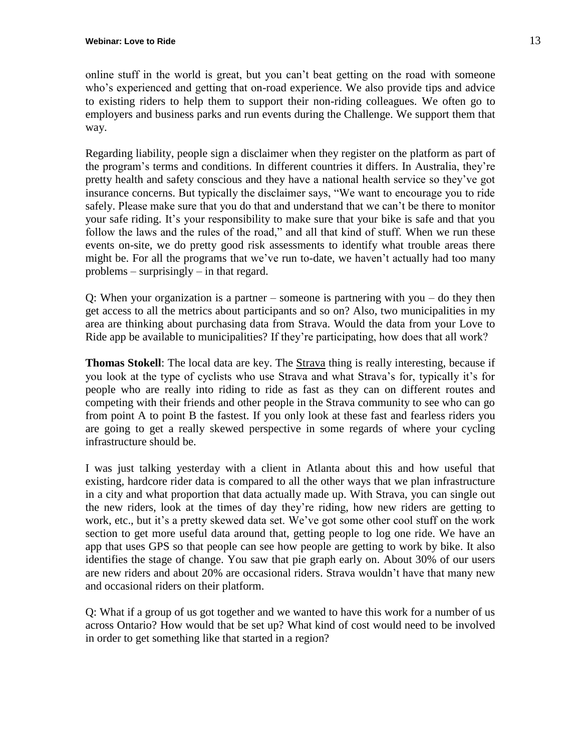online stuff in the world is great, but you can't beat getting on the road with someone who's experienced and getting that on-road experience. We also provide tips and advice to existing riders to help them to support their non-riding colleagues. We often go to employers and business parks and run events during the Challenge. We support them that way.

Regarding liability, people sign a disclaimer when they register on the platform as part of the program's terms and conditions. In different countries it differs. In Australia, they're pretty health and safety conscious and they have a national health service so they've got insurance concerns. But typically the disclaimer says, "We want to encourage you to ride safely. Please make sure that you do that and understand that we can't be there to monitor your safe riding. It's your responsibility to make sure that your bike is safe and that you follow the laws and the rules of the road," and all that kind of stuff. When we run these events on-site, we do pretty good risk assessments to identify what trouble areas there might be. For all the programs that we've run to-date, we haven't actually had too many problems – surprisingly – in that regard.

Q: When your organization is a partner – someone is partnering with you – do they then get access to all the metrics about participants and so on? Also, two municipalities in my area are thinking about purchasing data from Strava. Would the data from your Love to Ride app be available to municipalities? If they're participating, how does that all work?

**Thomas Stokell**: The local data are key. The Strava thing is really interesting, because if you look at the type of cyclists who use Strava and what Strava's for, typically it's for people who are really into riding to ride as fast as they can on different routes and competing with their friends and other people in the Strava community to see who can go from point A to point B the fastest. If you only look at these fast and fearless riders you are going to get a really skewed perspective in some regards of where your cycling infrastructure should be.

I was just talking yesterday with a client in Atlanta about this and how useful that existing, hardcore rider data is compared to all the other ways that we plan infrastructure in a city and what proportion that data actually made up. With Strava, you can single out the new riders, look at the times of day they're riding, how new riders are getting to work, etc., but it's a pretty skewed data set. We've got some other cool stuff on the work section to get more useful data around that, getting people to log one ride. We have an app that uses GPS so that people can see how people are getting to work by bike. It also identifies the stage of change. You saw that pie graph early on. About 30% of our users are new riders and about 20% are occasional riders. Strava wouldn't have that many new and occasional riders on their platform.

Q: What if a group of us got together and we wanted to have this work for a number of us across Ontario? How would that be set up? What kind of cost would need to be involved in order to get something like that started in a region?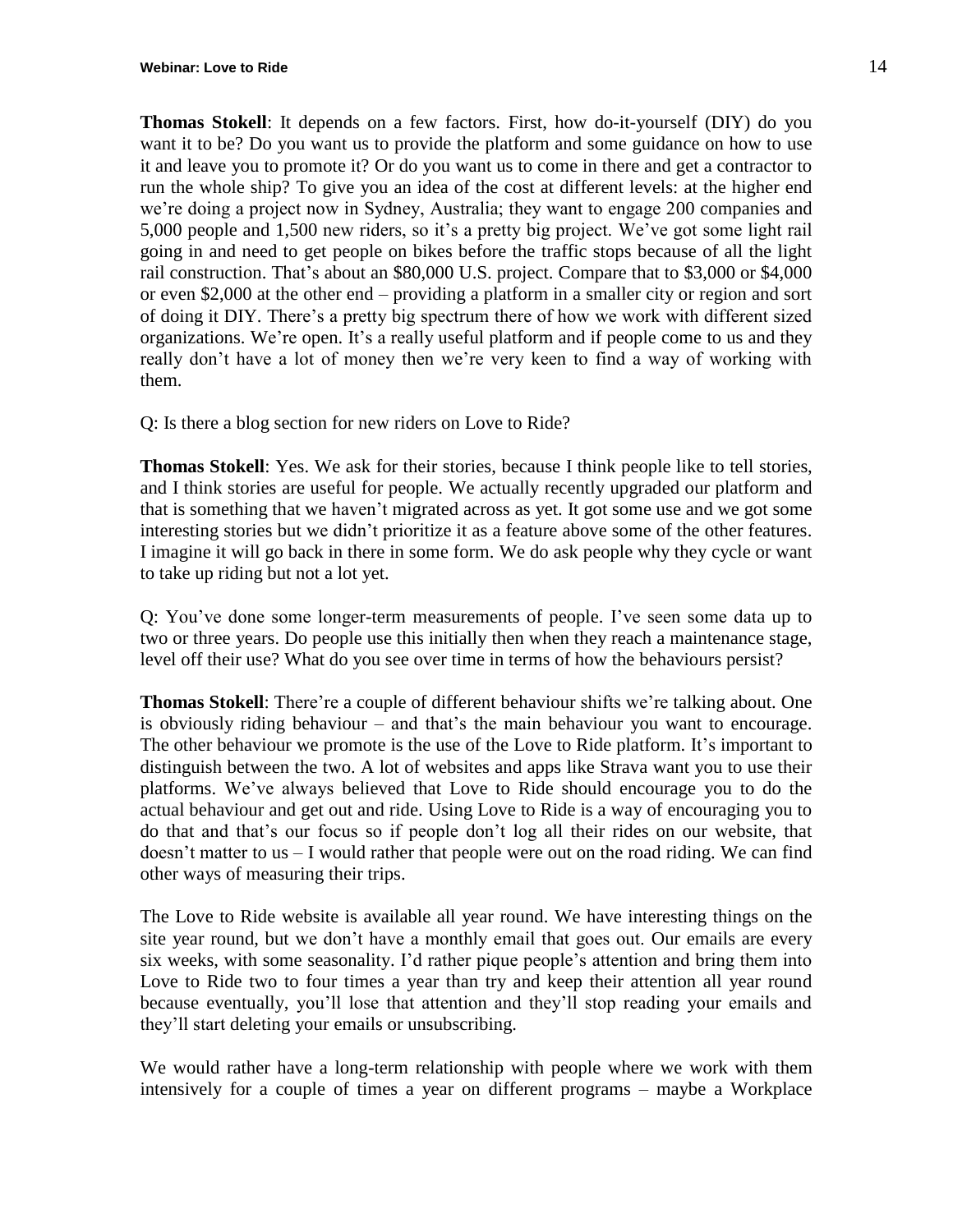**Thomas Stokell**: It depends on a few factors. First, how do-it-yourself (DIY) do you want it to be? Do you want us to provide the platform and some guidance on how to use it and leave you to promote it? Or do you want us to come in there and get a contractor to run the whole ship? To give you an idea of the cost at different levels: at the higher end we're doing a project now in Sydney, Australia; they want to engage 200 companies and 5,000 people and 1,500 new riders, so it's a pretty big project. We've got some light rail going in and need to get people on bikes before the traffic stops because of all the light rail construction. That's about an $80,000 U.S. project. Compare that to $3,000 or $4,000 or even $2,000 at the other end – providing a platform in a smaller city or region and sort of doing it DIY. There's a pretty big spectrum there of how we work with different sized organizations. We're open. It's a really useful platform and if people come to us and they really don't have a lot of money then we're very keen to find a way of working with them.

Q: Is there a blog section for new riders on Love to Ride?

**Thomas Stokell**: Yes. We ask for their stories, because I think people like to tell stories, and I think stories are useful for people. We actually recently upgraded our platform and that is something that we haven't migrated across as yet. It got some use and we got some interesting stories but we didn't prioritize it as a feature above some of the other features. I imagine it will go back in there in some form. We do ask people why they cycle or want to take up riding but not a lot yet.

Q: You've done some longer-term measurements of people. I've seen some data up to two or three years. Do people use this initially then when they reach a maintenance stage, level off their use? What do you see over time in terms of how the behaviours persist?

**Thomas Stokell**: There're a couple of different behaviour shifts we're talking about. One is obviously riding behaviour – and that's the main behaviour you want to encourage. The other behaviour we promote is the use of the Love to Ride platform. It's important to distinguish between the two. A lot of websites and apps like Strava want you to use their platforms. We've always believed that Love to Ride should encourage you to do the actual behaviour and get out and ride. Using Love to Ride is a way of encouraging you to do that and that's our focus so if people don't log all their rides on our website, that doesn't matter to us – I would rather that people were out on the road riding. We can find other ways of measuring their trips.

The Love to Ride website is available all year round. We have interesting things on the site year round, but we don't have a monthly email that goes out. Our emails are every six weeks, with some seasonality. I'd rather pique people's attention and bring them into Love to Ride two to four times a year than try and keep their attention all year round because eventually, you'll lose that attention and they'll stop reading your emails and they'll start deleting your emails or unsubscribing.

We would rather have a long-term relationship with people where we work with them intensively for a couple of times a year on different programs – maybe a Workplace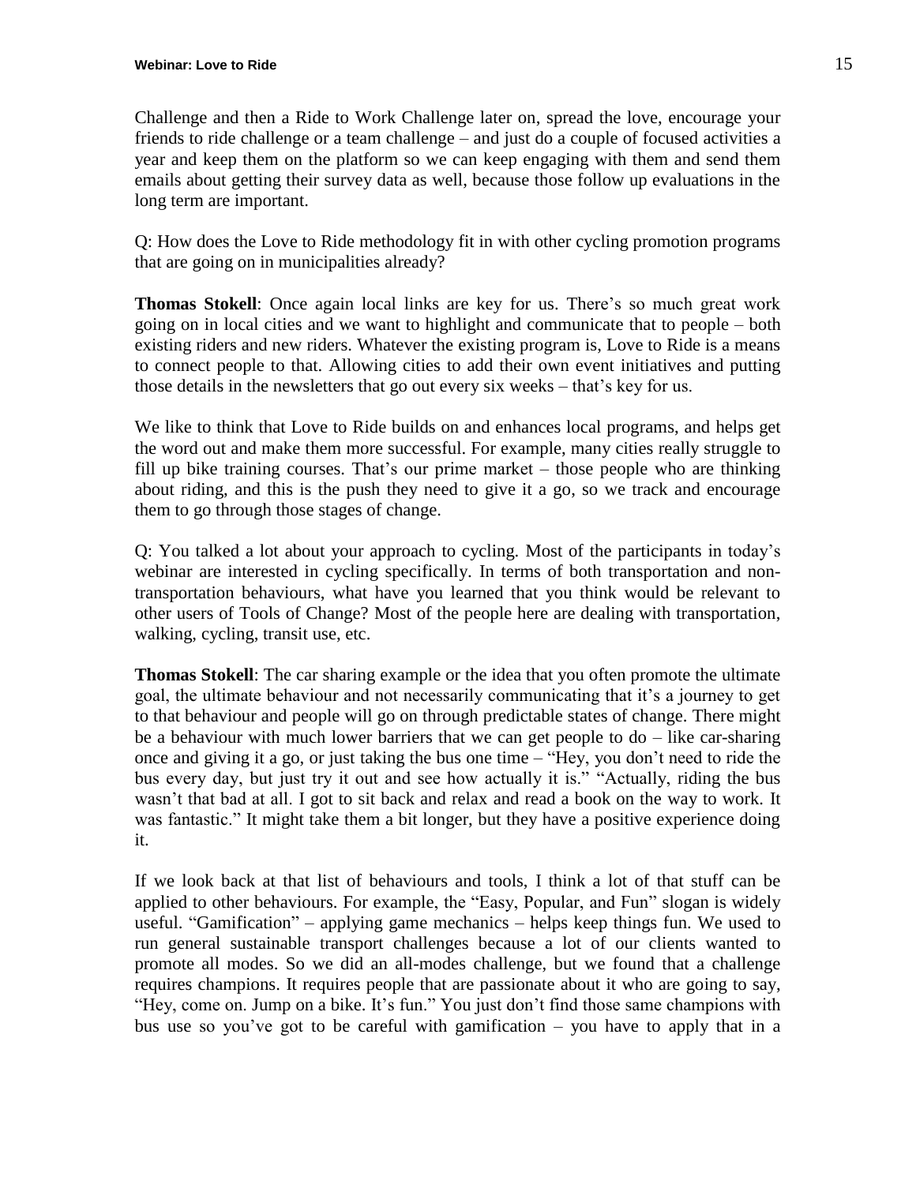Challenge and then a Ride to Work Challenge later on, spread the love, encourage your friends to ride challenge or a team challenge – and just do a couple of focused activities a year and keep them on the platform so we can keep engaging with them and send them emails about getting their survey data as well, because those follow up evaluations in the long term are important.

Q: How does the Love to Ride methodology fit in with other cycling promotion programs that are going on in municipalities already?

**Thomas Stokell**: Once again local links are key for us. There's so much great work going on in local cities and we want to highlight and communicate that to people – both existing riders and new riders. Whatever the existing program is, Love to Ride is a means to connect people to that. Allowing cities to add their own event initiatives and putting those details in the newsletters that go out every six weeks – that's key for us.

We like to think that Love to Ride builds on and enhances local programs, and helps get the word out and make them more successful. For example, many cities really struggle to fill up bike training courses. That's our prime market – those people who are thinking about riding, and this is the push they need to give it a go, so we track and encourage them to go through those stages of change.

Q: You talked a lot about your approach to cycling. Most of the participants in today's webinar are interested in cycling specifically. In terms of both transportation and non-transportation behaviours, what have you learned that you think would be relevant to other users of Tools of Change? Most of the people here are dealing with transportation, walking, cycling, transit use, etc.

**Thomas Stokell**: The car sharing example or the idea that you often promote the ultimate goal, the ultimate behaviour and not necessarily communicating that it's a journey to get to that behaviour and people will go on through predictable states of change. There might be a behaviour with much lower barriers that we can get people to do – like car-sharing once and giving it a go, or just taking the bus one time – "Hey, you don't need to ride the bus every day, but just try it out and see how actually it is." "Actually, riding the bus wasn't that bad at all. I got to sit back and relax and read a book on the way to work. It was fantastic." It might take them a bit longer, but they have a positive experience doing it.

If we look back at that list of behaviours and tools, I think a lot of that stuff can be applied to other behaviours. For example, the "Easy, Popular, and Fun" slogan is widely useful. "Gamification" – applying game mechanics – helps keep things fun. We used to run general sustainable transport challenges because a lot of our clients wanted to promote all modes. So we did an all-modes challenge, but we found that a challenge requires champions. It requires people that are passionate about it who are going to say, "Hey, come on. Jump on a bike. It's fun." You just don't find those same champions with bus use so you've got to be careful with gamification – you have to apply that in a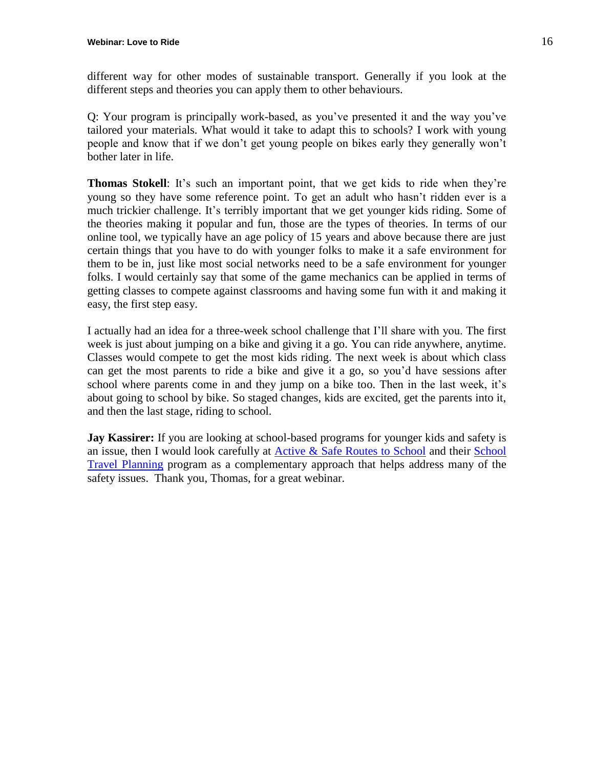different way for other modes of sustainable transport. Generally if you look at the different steps and theories you can apply them to other behaviours.

Q: Your program is principally work-based, as you've presented it and the way you've tailored your materials. What would it take to adapt this to schools? I work with young people and know that if we don't get young people on bikes early they generally won't bother later in life.

**Thomas Stokell**: It's such an important point, that we get kids to ride when they're young so they have some reference point. To get an adult who hasn't ridden ever is a much trickier challenge. It's terribly important that we get younger kids riding. Some of the theories making it popular and fun, those are the types of theories. In terms of our online tool, we typically have an age policy of 15 years and above because there are just certain things that you have to do with younger folks to make it a safe environment for them to be in, just like most social networks need to be a safe environment for younger folks. I would certainly say that some of the game mechanics can be applied in terms of getting classes to compete against classrooms and having some fun with it and making it easy, the first step easy.

I actually had an idea for a three-week school challenge that I'll share with you. The first week is just about jumping on a bike and giving it a go. You can ride anywhere, anytime. Classes would compete to get the most kids riding. The next week is about which class can get the most parents to ride a bike and give it a go, so you'd have sessions after school where parents come in and they jump on a bike too. Then in the last week, it's about going to school by bike. So staged changes, kids are excited, get the parents into it, and then the last stage, riding to school.

**Jay Kassirer:** If you are looking at school-based programs for younger kids and safety is an issue, then I would look carefully at Active & Safe Routes to School and their School Travel Planning program as a complementary approach that helps address many of the safety issues. Thank you, Thomas, for a great webinar.